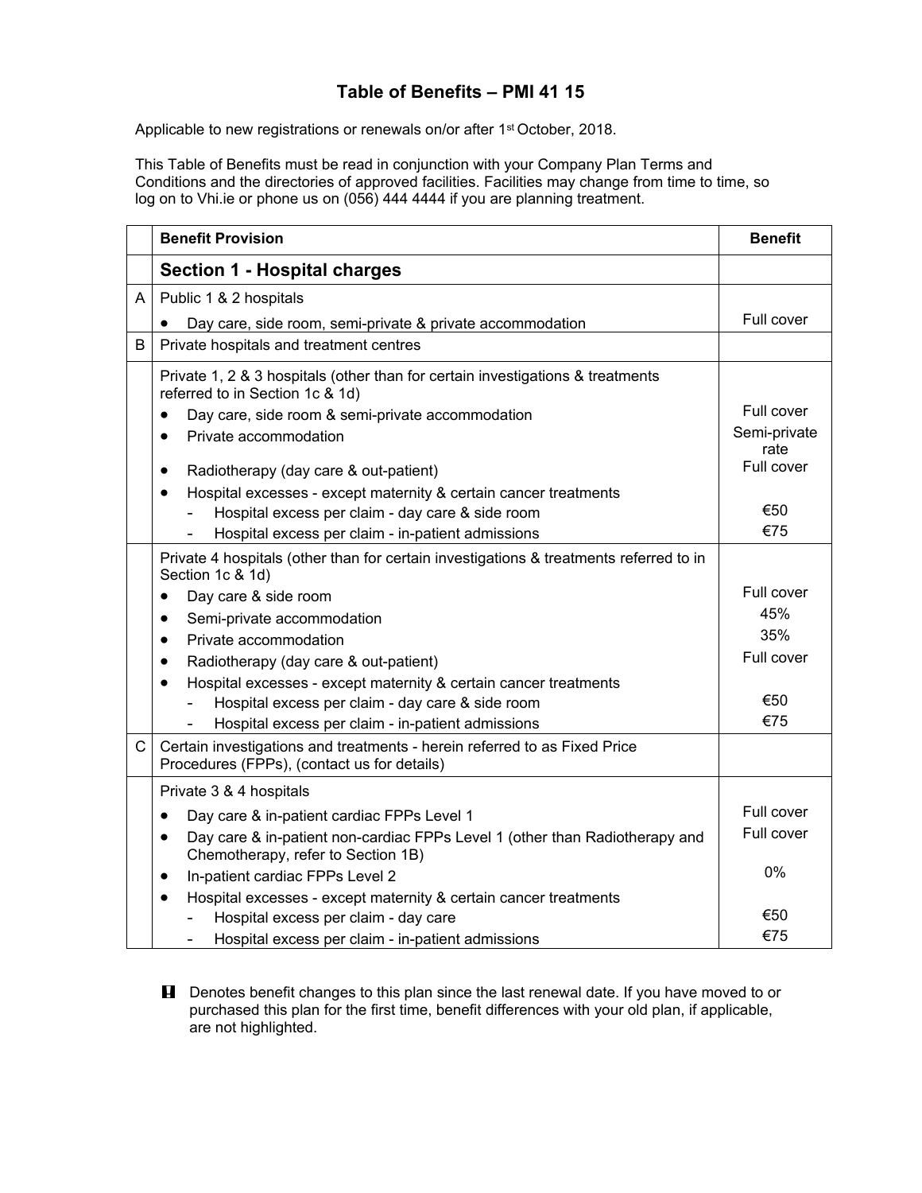# Table of Benefits – PMI 41 15

Applicable to new registrations or renewals on/or after 1st October, 2018.

This Table of Benefits must be read in conjunction with your Company Plan Terms and Conditions and the directories of approved facilities. Facilities may change from time to time, so log on to Vhi.ie or phone us on (056) 444 4444 if you are planning treatment.

| | Benefit Provision | Benefit |
|---|---|---|
| | **Section 1 - Hospital charges** | |
| A | Public 1 & 2 hospitals | |
| | • Day care, side room, semi-private & private accommodation | Full cover |
| B | Private hospitals and treatment centres | |
| | Private 1, 2 & 3 hospitals (other than for certain investigations & treatments referred to in Section 1c & 1d) | |
| | • Day care, side room & semi-private accommodation | Full cover |
| | • Private accommodation | Semi-private rate |
| | • Radiotherapy (day care & out-patient) | Full cover |
| | • Hospital excesses - except maternity & certain cancer treatments | |
| | - Hospital excess per claim - day care & side room | €50 |
| | - Hospital excess per claim - in-patient admissions | €75 |
| | Private 4 hospitals (other than for certain investigations & treatments referred to in Section 1c & 1d) | |
| | • Day care & side room | Full cover |
| | • Semi-private accommodation | 45% |
| | • Private accommodation | 35% |
| | • Radiotherapy (day care & out-patient) | Full cover |
| | • Hospital excesses - except maternity & certain cancer treatments | |
| | - Hospital excess per claim - day care & side room | €50 |
| | - Hospital excess per claim - in-patient admissions | €75 |
| C | Certain investigations and treatments - herein referred to as Fixed Price Procedures (FPPs), (contact us for details) | |
| | Private 3 & 4 hospitals | |
| | • Day care & in-patient cardiac FPPs Level 1 | Full cover |
| | • Day care & in-patient non-cardiac FPPs Level 1 (other than Radiotherapy and Chemotherapy, refer to Section 1B) | Full cover |
| | • In-patient cardiac FPPs Level 2 | 0% |
| | • Hospital excesses - except maternity & certain cancer treatments | |
| | - Hospital excess per claim - day care | €50 |
| | - Hospital excess per claim - in-patient admissions | €75 |

! Denotes benefit changes to this plan since the last renewal date. If you have moved to or purchased this plan for the first time, benefit differences with your old plan, if applicable, are not highlighted.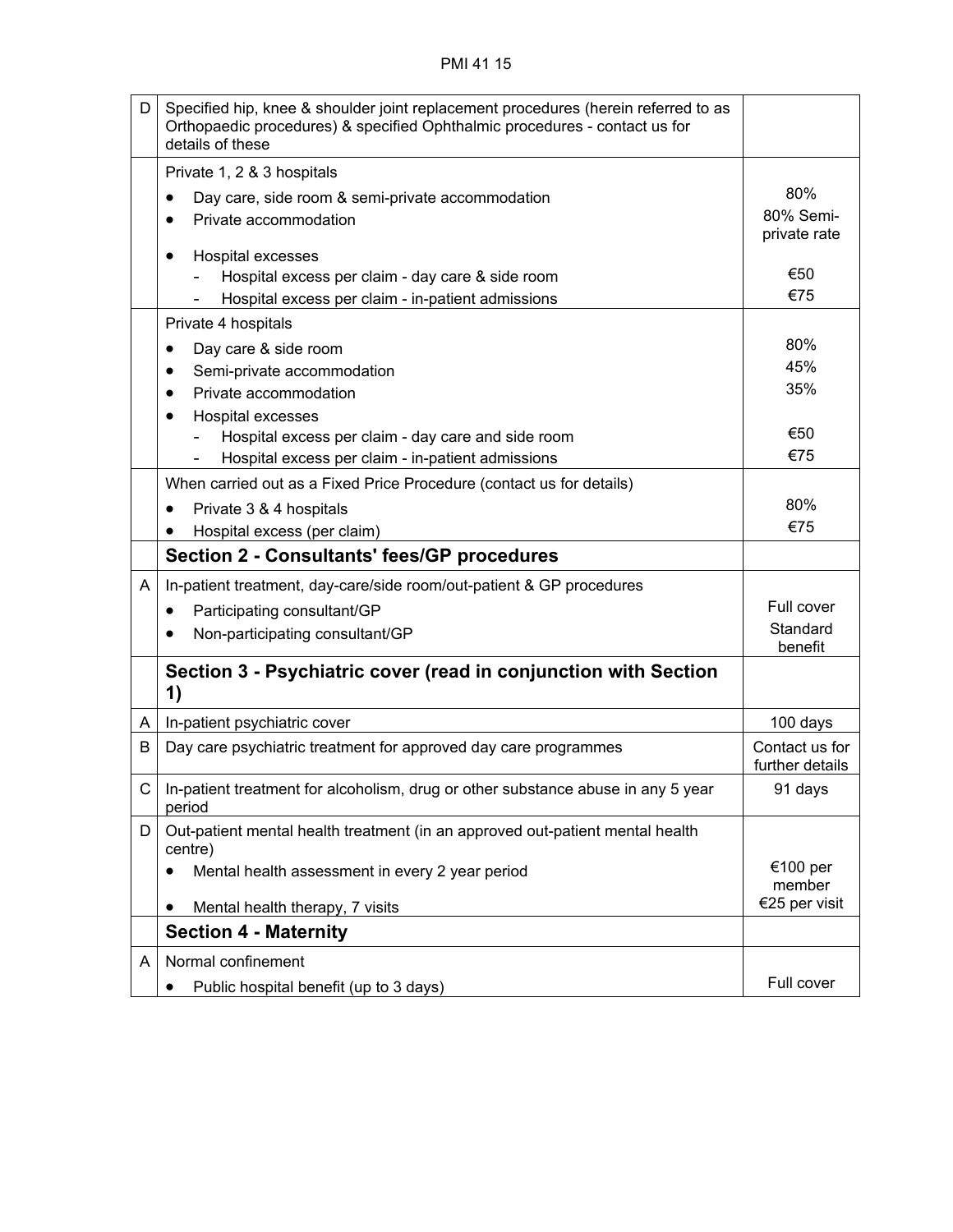| | | |
|---|---|---|
| D | Specified hip, knee & shoulder joint replacement procedures (herein referred to as Orthopaedic procedures) & specified Ophthalmic procedures - contact us for details of these | |
| | Private 1, 2 & 3 hospitals<br>• Day care, side room & semi-private accommodation<br>• Private accommodation<br>• Hospital excesses<br>- Hospital excess per claim - day care & side room<br>- Hospital excess per claim - in-patient admissions | 80%<br>80% Semi-private rate<br><br>€50<br>€75 |
| | Private 4 hospitals<br>• Day care & side room<br>• Semi-private accommodation<br>• Private accommodation<br>• Hospital excesses<br>- Hospital excess per claim - day care and side room<br>- Hospital excess per claim - in-patient admissions | 80%<br>45%<br>35%<br><br>€50<br>€75 |
| | When carried out as a Fixed Price Procedure (contact us for details)<br>• Private 3 & 4 hospitals<br>• Hospital excess (per claim) | 80%<br>€75 |
| | **Section 2 - Consultants' fees/GP procedures** | |
| A | In-patient treatment, day-care/side room/out-patient & GP procedures<br>• Participating consultant/GP<br>• Non-participating consultant/GP | Full cover<br>Standard benefit |
| | **Section 3 - Psychiatric cover (read in conjunction with Section 1)** | |
| A | In-patient psychiatric cover | 100 days |
| B | Day care psychiatric treatment for approved day care programmes | Contact us for further details |
| C | In-patient treatment for alcoholism, drug or other substance abuse in any 5 year period | 91 days |
| D | Out-patient mental health treatment (in an approved out-patient mental health centre)<br>• Mental health assessment in every 2 year period<br>• Mental health therapy, 7 visits | €100 per member<br>€25 per visit |
| | **Section 4 - Maternity** | |
| A | Normal confinement<br>• Public hospital benefit (up to 3 days) | Full cover |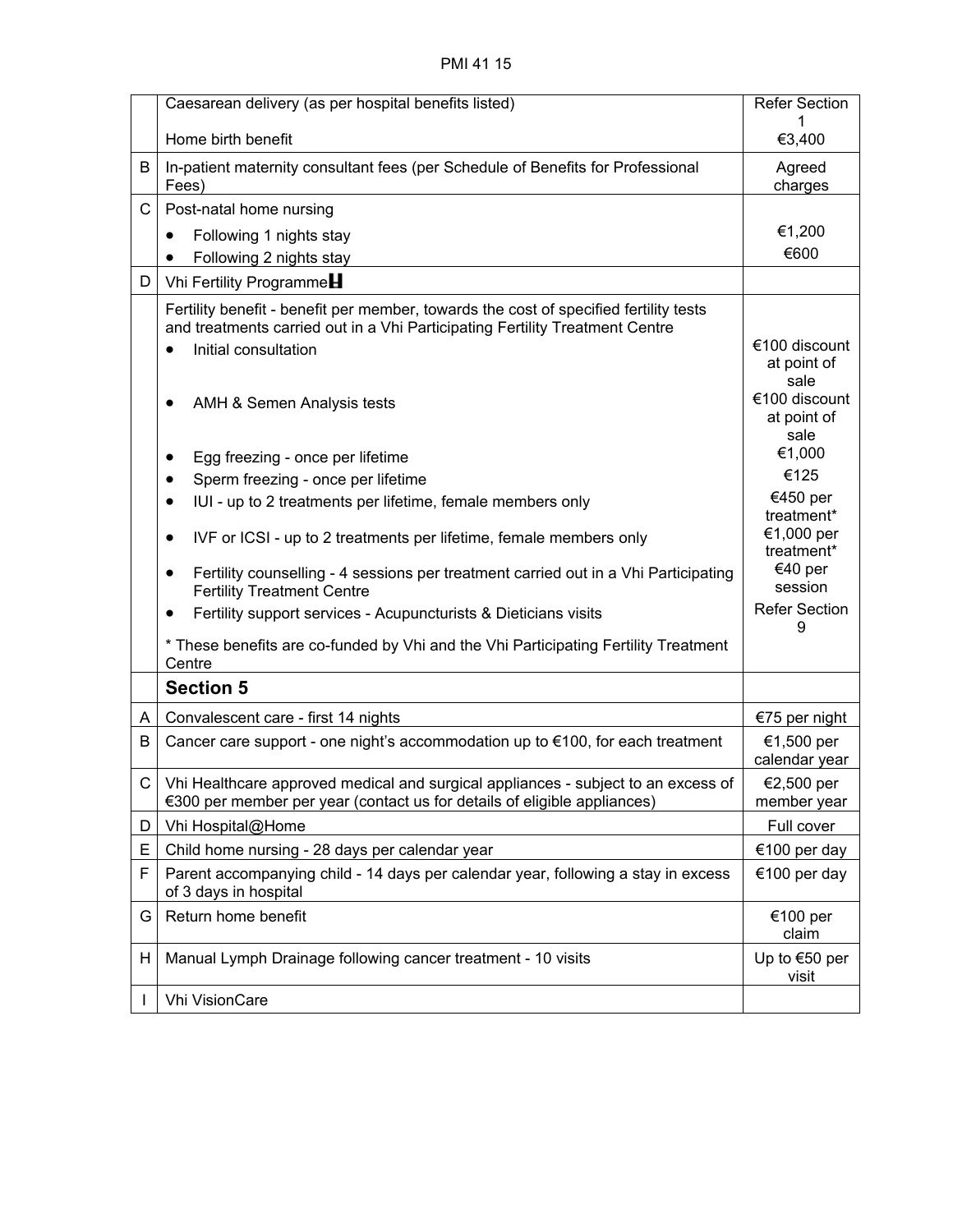| | | |
|---|---|---|
| | Caesarean delivery (as per hospital benefits listed)<br><br>Home birth benefit | Refer Section 1<br>€3,400 |
| B | In-patient maternity consultant fees (per Schedule of Benefits for Professional Fees) | Agreed charges |
| C | Post-natal home nursing<br>• Following 1 nights stay<br>• Following 2 nights stay | <br>€1,200<br>€600 |
| D | Vhi Fertility Programme | |
| | Fertility benefit - benefit per member, towards the cost of specified fertility tests and treatments carried out in a Vhi Participating Fertility Treatment Centre<br>• Initial consultation<br>• AMH & Semen Analysis tests<br>• Egg freezing - once per lifetime<br>• Sperm freezing - once per lifetime<br>• IUI - up to 2 treatments per lifetime, female members only<br>• IVF or ICSI - up to 2 treatments per lifetime, female members only<br>• Fertility counselling - 4 sessions per treatment carried out in a Vhi Participating Fertility Treatment Centre<br>• Fertility support services - Acupuncturists & Dieticians visits<br><br>* These benefits are co-funded by Vhi and the Vhi Participating Fertility Treatment Centre | <br>€100 discount at point of sale<br>€100 discount at point of sale<br>€1,000<br>€125<br>€450 per treatment*<br>€1,000 per treatment*<br>€40 per session<br>Refer Section 9 |
| | **Section 5** | |
| A | Convalescent care - first 14 nights | €75 per night |
| B | Cancer care support - one night's accommodation up to €100, for each treatment | €1,500 per calendar year |
| C | Vhi Healthcare approved medical and surgical appliances - subject to an excess of €300 per member per year (contact us for details of eligible appliances) | €2,500 per member year |
| D | Vhi Hospital@Home | Full cover |
| E | Child home nursing - 28 days per calendar year | €100 per day |
| F | Parent accompanying child - 14 days per calendar year, following a stay in excess of 3 days in hospital | €100 per day |
| G | Return home benefit | €100 per claim |
| H | Manual Lymph Drainage following cancer treatment - 10 visits | Up to €50 per visit |
| I | Vhi VisionCare | |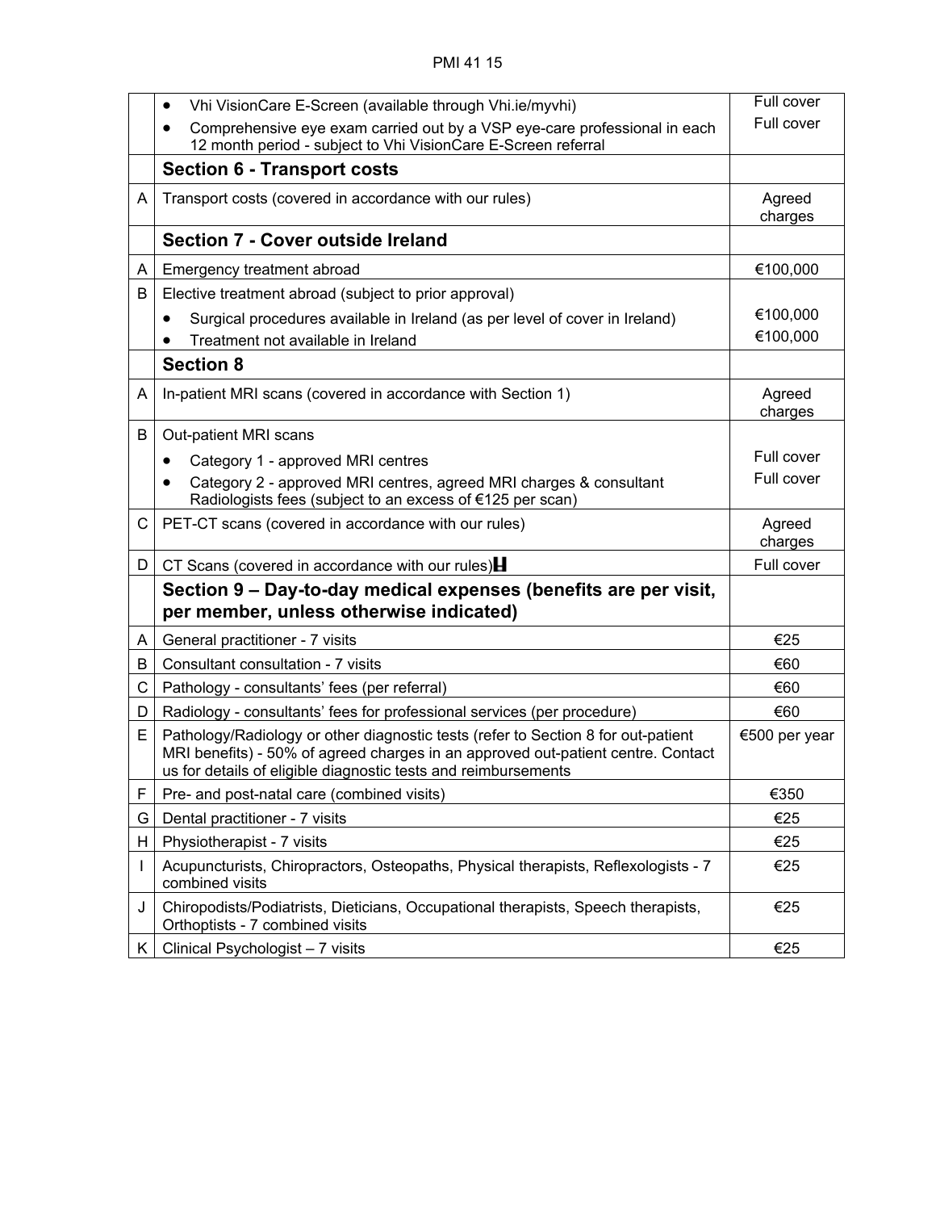| | | |
|---|---|---|
| | • Vhi VisionCare E-Screen (available through Vhi.ie/myvhi)<br>• Comprehensive eye exam carried out by a VSP eye-care professional in each 12 month period - subject to Vhi VisionCare E-Screen referral | Full cover<br>Full cover |
| | **Section 6 - Transport costs** | |
| A | Transport costs (covered in accordance with our rules) | Agreed charges |
| | **Section 7 - Cover outside Ireland** | |
| A | Emergency treatment abroad | €100,000 |
| B | Elective treatment abroad (subject to prior approval)<br>• Surgical procedures available in Ireland (as per level of cover in Ireland)<br>• Treatment not available in Ireland | <br>€100,000<br>€100,000 |
| | **Section 8** | |
| A | In-patient MRI scans (covered in accordance with Section 1) | Agreed charges |
| B | Out-patient MRI scans<br>• Category 1 - approved MRI centres<br>• Category 2 - approved MRI centres, agreed MRI charges & consultant Radiologists fees (subject to an excess of €125 per scan) | <br>Full cover<br>Full cover |
| C | PET-CT scans (covered in accordance with our rules) | Agreed charges |
| D | CT Scans (covered in accordance with our rules)H | Full cover |
| | **Section 9 – Day-to-day medical expenses (benefits are per visit, per member, unless otherwise indicated)** | |
| A | General practitioner - 7 visits | €25 |
| B | Consultant consultation - 7 visits | €60 |
| C | Pathology - consultants' fees (per referral) | €60 |
| D | Radiology - consultants' fees for professional services (per procedure) | €60 |
| E | Pathology/Radiology or other diagnostic tests (refer to Section 8 for out-patient MRI benefits) - 50% of agreed charges in an approved out-patient centre. Contact us for details of eligible diagnostic tests and reimbursements | €500 per year |
| F | Pre- and post-natal care (combined visits) | €350 |
| G | Dental practitioner - 7 visits | €25 |
| H | Physiotherapist - 7 visits | €25 |
| I | Acupuncturists, Chiropractors, Osteopaths, Physical therapists, Reflexologists - 7 combined visits | €25 |
| J | Chiropodists/Podiatrists, Dieticians, Occupational therapists, Speech therapists, Orthoptists - 7 combined visits | €25 |
| K | Clinical Psychologist – 7 visits | €25 |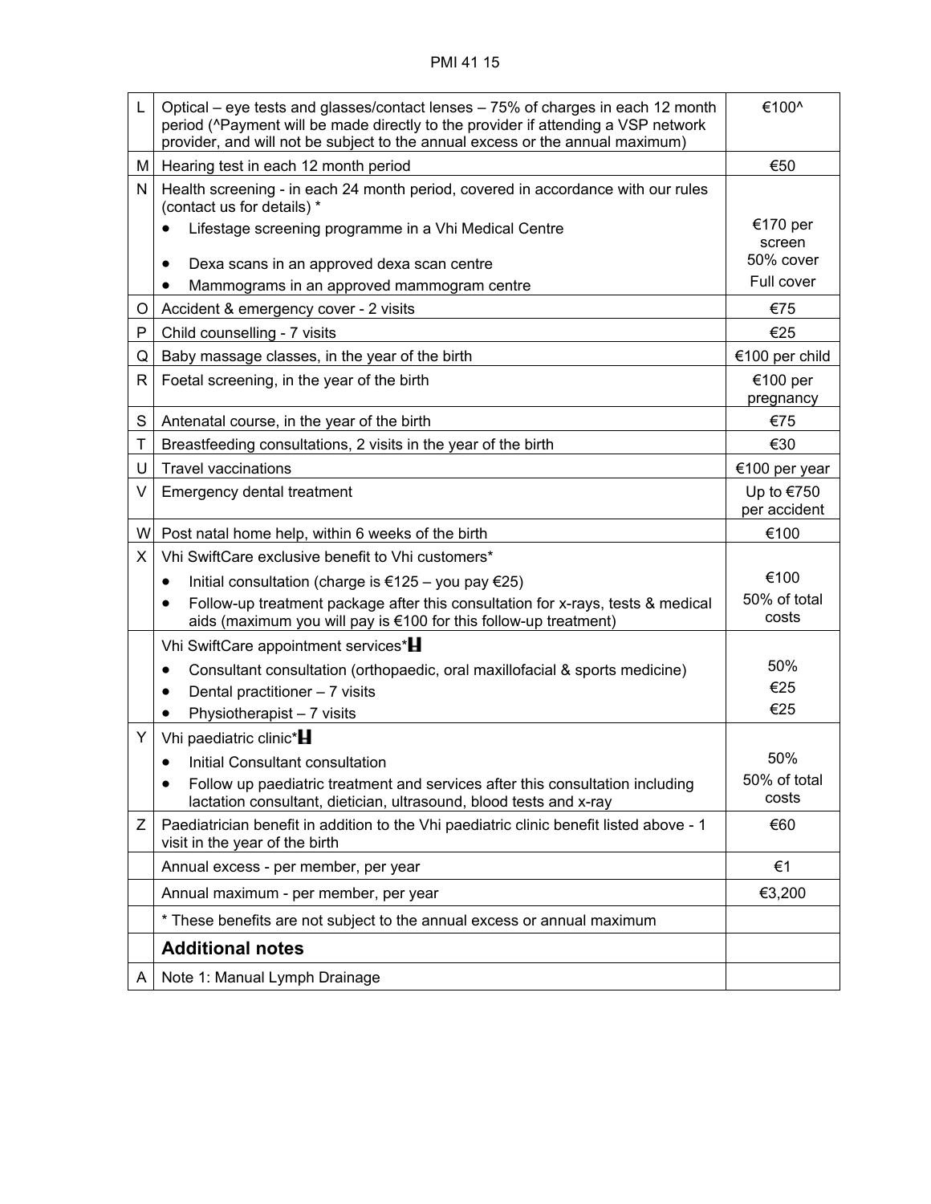| | | |
|---|---|---|
| L | Optical – eye tests and glasses/contact lenses – 75% of charges in each 12 month period (^Payment will be made directly to the provider if attending a VSP network provider, and will not be subject to the annual excess or the annual maximum) | €100^ |
| M | Hearing test in each 12 month period | €50 |
| N | Health screening - in each 24 month period, covered in accordance with our rules (contact us for details) * <br>• Lifestage screening programme in a Vhi Medical Centre <br>• Dexa scans in an approved dexa scan centre <br>• Mammograms in an approved mammogram centre | <br>€170 per screen <br>50% cover <br>Full cover |
| O | Accident & emergency cover - 2 visits | €75 |
| P | Child counselling - 7 visits | €25 |
| Q | Baby massage classes, in the year of the birth | €100 per child |
| R | Foetal screening, in the year of the birth | €100 per pregnancy |
| S | Antenatal course, in the year of the birth | €75 |
| T | Breastfeeding consultations, 2 visits in the year of the birth | €30 |
| U | Travel vaccinations | €100 per year |
| V | Emergency dental treatment | Up to €750 per accident |
| W | Post natal home help, within 6 weeks of the birth | €100 |
| X | Vhi SwiftCare exclusive benefit to Vhi customers* <br>• Initial consultation (charge is €125 – you pay €25) <br>• Follow-up treatment package after this consultation for x-rays, tests & medical aids (maximum you will pay is €100 for this follow-up treatment) | <br>€100 <br>50% of total costs |
| | Vhi SwiftCare appointment services* <br>• Consultant consultation (orthopaedic, oral maxillofacial & sports medicine) <br>• Dental practitioner – 7 visits <br>• Physiotherapist – 7 visits | <br>50% <br>€25 <br>€25 |
| Y | Vhi paediatric clinic* <br>• Initial Consultant consultation <br>• Follow up paediatric treatment and services after this consultation including lactation consultant, dietician, ultrasound, blood tests and x-ray | <br>50% <br>50% of total costs |
| Z | Paediatrician benefit in addition to the Vhi paediatric clinic benefit listed above - 1 visit in the year of the birth | €60 |
| | Annual excess - per member, per year | €1 |
| | Annual maximum - per member, per year | €3,200 |
| | * These benefits are not subject to the annual excess or annual maximum | |
| | **Additional notes** | |
| A | Note 1: Manual Lymph Drainage | |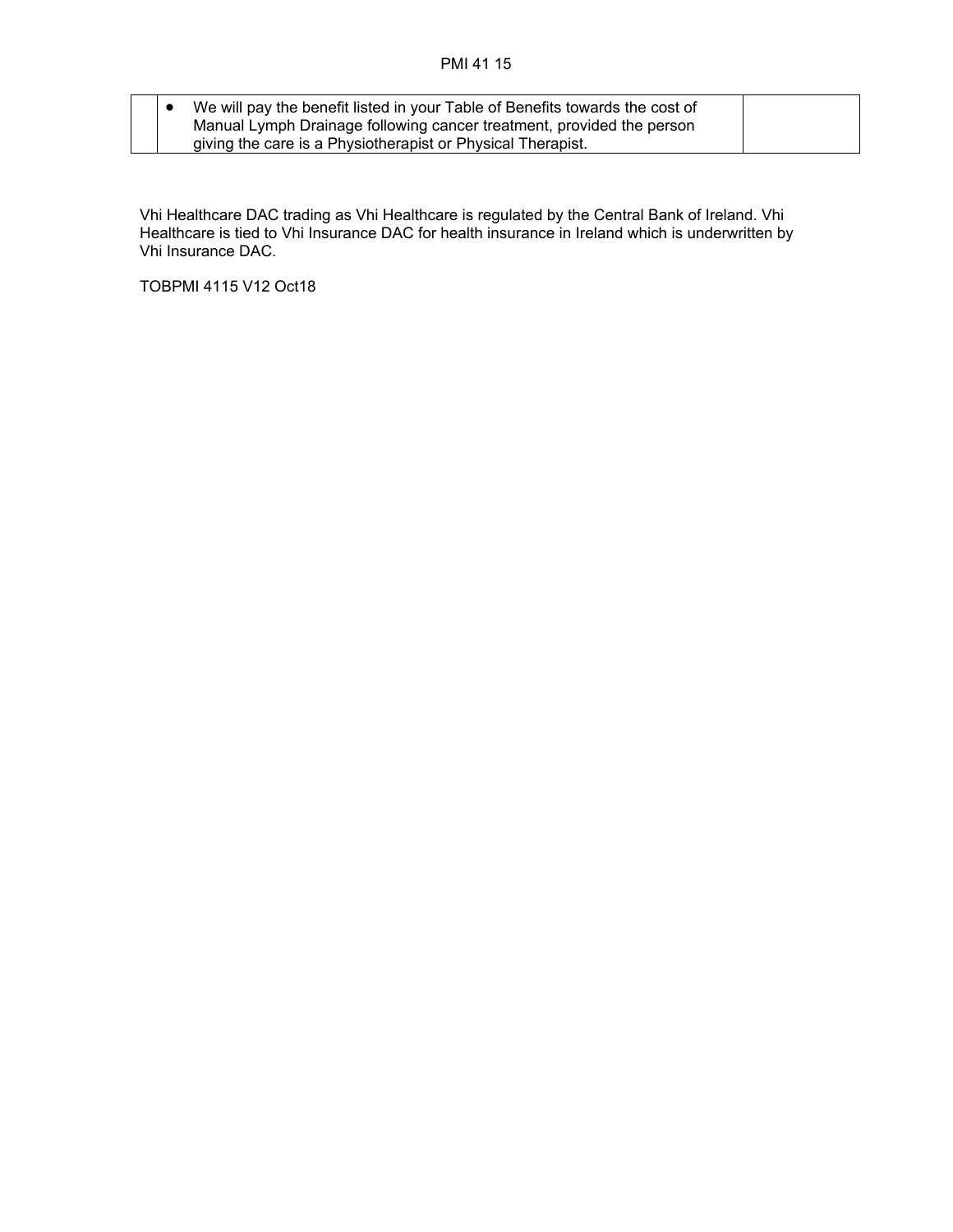| | | |
|---|---|---|
| | • We will pay the benefit listed in your Table of Benefits towards the cost of Manual Lymph Drainage following cancer treatment, provided the person giving the care is a Physiotherapist or Physical Therapist. | |

Vhi Healthcare DAC trading as Vhi Healthcare is regulated by the Central Bank of Ireland. Vhi Healthcare is tied to Vhi Insurance DAC for health insurance in Ireland which is underwritten by Vhi Insurance DAC.

TOBPMI 4115 V12 Oct18